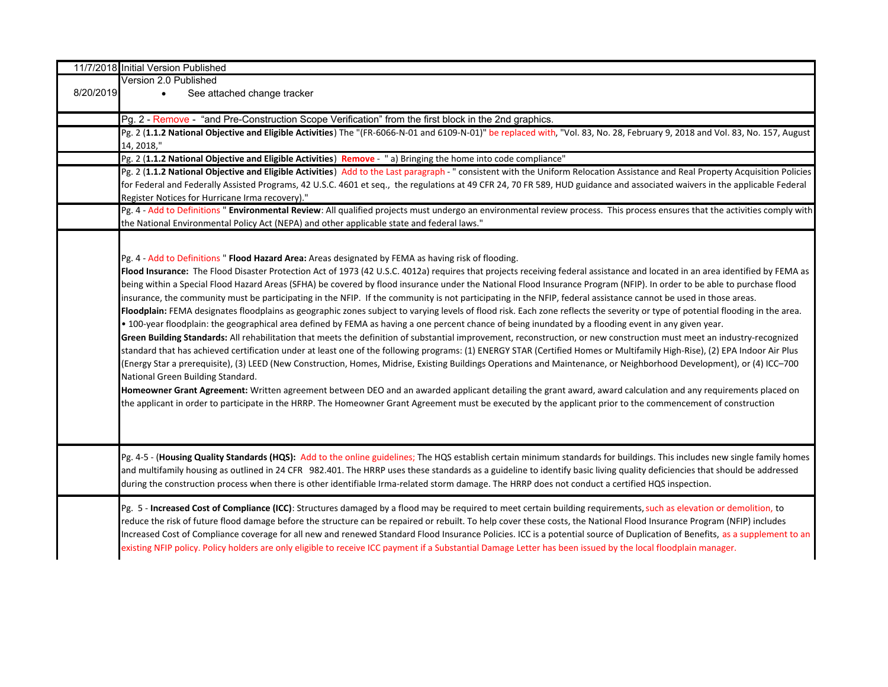| | |
|---|---|
| 11/7/2018 | Initial Version Published |
| 8/20/2019 | Version 2.0 Published<br>• See attached change tracker |
| | Pg. 2 - Remove - "and Pre-Construction Scope Verification" from the first block in the 2nd graphics. |
| | Pg. 2 (**1.1.2 National Objective and Eligible Activities**) The "(FR-6066-N-01 and 6109-N-01)" be replaced with, "Vol. 83, No. 28, February 9, 2018 and Vol. 83, No. 157, August 14, 2018," |
| | Pg. 2 (**1.1.2 National Objective and Eligible Activities**) **Remove** - " a) Bringing the home into code compliance" |
| | Pg. 2 (**1.1.2 National Objective and Eligible Activities**) Add to the Last paragraph - " consistent with the Uniform Relocation Assistance and Real Property Acquisition Policies for Federal and Federally Assisted Programs, 42 U.S.C. 4601 et seq., the regulations at 49 CFR 24, 70 FR 589, HUD guidance and associated waivers in the applicable Federal Register Notices for Hurricane Irma recovery)." |
| | Pg. 4 - Add to Definitions " **Environmental Review**: All qualified projects must undergo an environmental review process. This process ensures that the activities comply with the National Environmental Policy Act (NEPA) and other applicable state and federal laws." |
| | Pg. 4 - Add to Definitions " **Flood Hazard Area:** Areas designated by FEMA as having risk of flooding.<br>**Flood Insurance:** The Flood Disaster Protection Act of 1973 (42 U.S.C. 4012a) requires that projects receiving federal assistance and located in an area identified by FEMA as being within a Special Flood Hazard Areas (SFHA) be covered by flood insurance under the National Flood Insurance Program (NFIP). In order to be able to purchase flood insurance, the community must be participating in the NFIP. If the community is not participating in the NFIP, federal assistance cannot be used in those areas.<br>**Floodplain:** FEMA designates floodplains as geographic zones subject to varying levels of flood risk. Each zone reflects the severity or type of potential flooding in the area.<br>• 100-year floodplain: the geographical area defined by FEMA as having a one percent chance of being inundated by a flooding event in any given year.<br>**Green Building Standards:** All rehabilitation that meets the definition of substantial improvement, reconstruction, or new construction must meet an industry-recognized standard that has achieved certification under at least one of the following programs: (1) ENERGY STAR (Certified Homes or Multifamily High-Rise), (2) EPA Indoor Air Plus (Energy Star a prerequisite), (3) LEED (New Construction, Homes, Midrise, Existing Buildings Operations and Maintenance, or Neighborhood Development), or (4) ICC–700 National Green Building Standard.<br>**Homeowner Grant Agreement:** Written agreement between DEO and an awarded applicant detailing the grant award, award calculation and any requirements placed on the applicant in order to participate in the HRRP. The Homeowner Grant Agreement must be executed by the applicant prior to the commencement of construction |
| | Pg. 4-5 - (**Housing Quality Standards (HQS):** Add to the online guidelines; The HQS establish certain minimum standards for buildings. This includes new single family homes and multifamily housing as outlined in 24 CFR 982.401. The HRRP uses these standards as a guideline to identify basic living quality deficiencies that should be addressed during the construction process when there is other identifiable Irma-related storm damage. The HRRP does not conduct a certified HQS inspection. |
| | Pg. 5 - **Increased Cost of Compliance (ICC)**: Structures damaged by a flood may be required to meet certain building requirements, such as elevation or demolition, to reduce the risk of future flood damage before the structure can be repaired or rebuilt. To help cover these costs, the National Flood Insurance Program (NFIP) includes Increased Cost of Compliance coverage for all new and renewed Standard Flood Insurance Policies. ICC is a potential source of Duplication of Benefits, as a supplement to an existing NFIP policy. Policy holders are only eligible to receive ICC payment if a Substantial Damage Letter has been issued by the local floodplain manager. |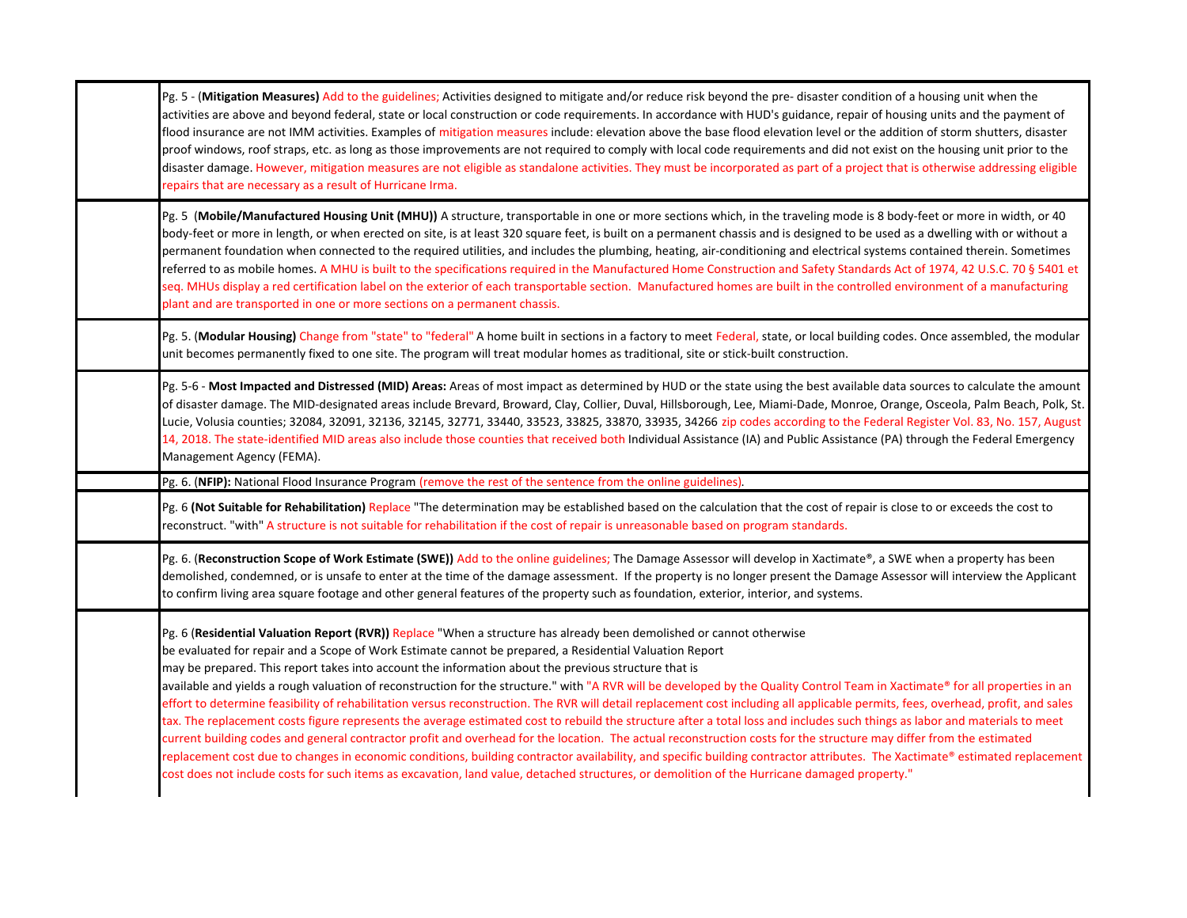| | |
|---|---|
| | Pg. 5 - (**Mitigation Measures)** Add to the guidelines; Activities designed to mitigate and/or reduce risk beyond the pre- disaster condition of a housing unit when the activities are above and beyond federal, state or local construction or code requirements. In accordance with HUD's guidance, repair of housing units and the payment of flood insurance are not IMM activities. Examples of mitigation measures include: elevation above the base flood elevation level or the addition of storm shutters, disaster proof windows, roof straps, etc. as long as those improvements are not required to comply with local code requirements and did not exist on the housing unit prior to the disaster damage. However, mitigation measures are not eligible as standalone activities. They must be incorporated as part of a project that is otherwise addressing eligible repairs that are necessary as a result of Hurricane Irma. |
| | Pg. 5 (**Mobile/Manufactured Housing Unit (MHU))** A structure, transportable in one or more sections which, in the traveling mode is 8 body-feet or more in width, or 40 body-feet or more in length, or when erected on site, is at least 320 square feet, is built on a permanent chassis and is designed to be used as a dwelling with or without a permanent foundation when connected to the required utilities, and includes the plumbing, heating, air-conditioning and electrical systems contained therein. Sometimes referred to as mobile homes. A MHU is built to the specifications required in the Manufactured Home Construction and Safety Standards Act of 1974, 42 U.S.C. 70 § 5401 et seq. MHUs display a red certification label on the exterior of each transportable section. Manufactured homes are built in the controlled environment of a manufacturing plant and are transported in one or more sections on a permanent chassis. |
| | Pg. 5. (**Modular Housing)** Change from "state" to "federal" A home built in sections in a factory to meet Federal, state, or local building codes. Once assembled, the modular unit becomes permanently fixed to one site. The program will treat modular homes as traditional, site or stick-built construction. |
| | Pg. 5-6 - **Most Impacted and Distressed (MID) Areas:** Areas of most impact as determined by HUD or the state using the best available data sources to calculate the amount of disaster damage. The MID-designated areas include Brevard, Broward, Clay, Collier, Duval, Hillsborough, Lee, Miami-Dade, Monroe, Orange, Osceola, Palm Beach, Polk, St. Lucie, Volusia counties; 32084, 32091, 32136, 32145, 32771, 33440, 33523, 33825, 33870, 33935, 34266 zip codes according to the Federal Register Vol. 83, No. 157, August 14, 2018. The state-identified MID areas also include those counties that received both Individual Assistance (IA) and Public Assistance (PA) through the Federal Emergency Management Agency (FEMA). |
| | Pg. 6. (**NFIP):** National Flood Insurance Program (remove the rest of the sentence from the online guidelines). |
| | Pg. 6 **(Not Suitable for Rehabilitation)** Replace "The determination may be established based on the calculation that the cost of repair is close to or exceeds the cost to reconstruct. "with" A structure is not suitable for rehabilitation if the cost of repair is unreasonable based on program standards. |
| | Pg. 6. (**Reconstruction Scope of Work Estimate (SWE))** Add to the online guidelines; The Damage Assessor will develop in Xactimate®, a SWE when a property has been demolished, condemned, or is unsafe to enter at the time of the damage assessment. If the property is no longer present the Damage Assessor will interview the Applicant to confirm living area square footage and other general features of the property such as foundation, exterior, interior, and systems. |
| | Pg. 6 (**Residential Valuation Report (RVR))** Replace "When a structure has already been demolished or cannot otherwise be evaluated for repair and a Scope of Work Estimate cannot be prepared, a Residential Valuation Report may be prepared. This report takes into account the information about the previous structure that is available and yields a rough valuation of reconstruction for the structure." with "A RVR will be developed by the Quality Control Team in Xactimate® for all properties in an effort to determine feasibility of rehabilitation versus reconstruction. The RVR will detail replacement cost including all applicable permits, fees, overhead, profit, and sales tax. The replacement costs figure represents the average estimated cost to rebuild the structure after a total loss and includes such things as labor and materials to meet current building codes and general contractor profit and overhead for the location. The actual reconstruction costs for the structure may differ from the estimated replacement cost due to changes in economic conditions, building contractor availability, and specific building contractor attributes. The Xactimate® estimated replacement cost does not include costs for such items as excavation, land value, detached structures, or demolition of the Hurricane damaged property." |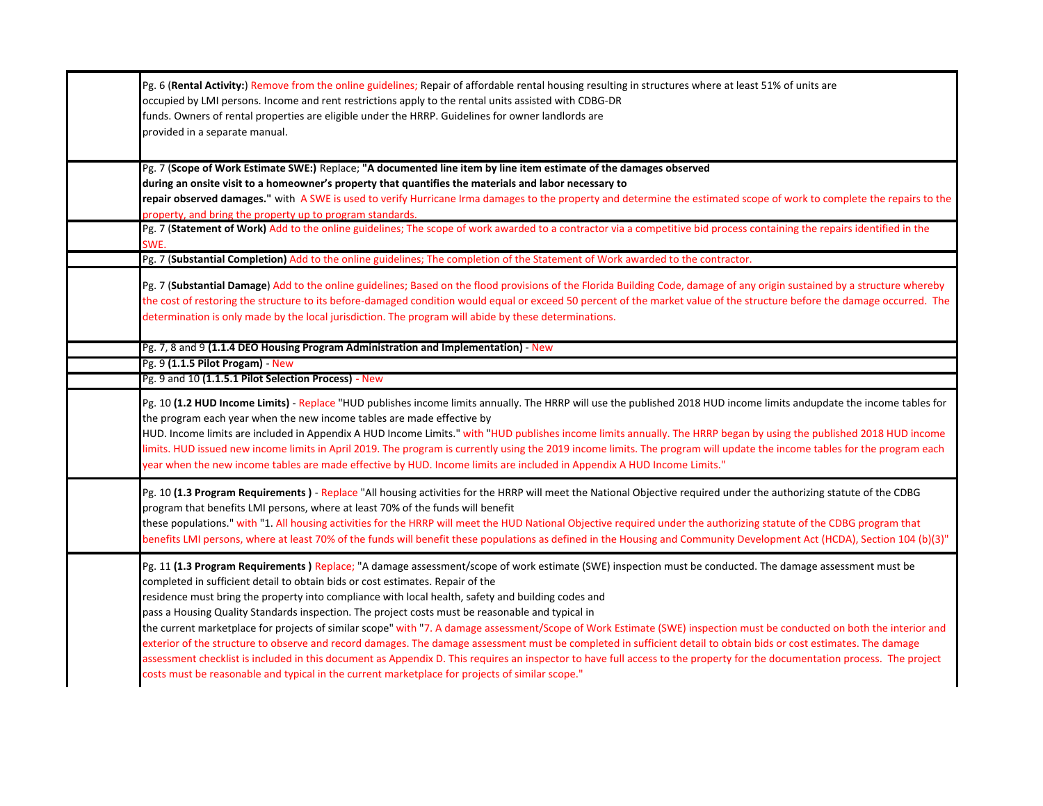| | |
|---|---|
| | Pg. 6 (**Rental Activity:**) Remove from the online guidelines; Repair of affordable rental housing resulting in structures where at least 51% of units are occupied by LMI persons. Income and rent restrictions apply to the rental units assisted with CDBG-DR funds. Owners of rental properties are eligible under the HRRP. Guidelines for owner landlords are provided in a separate manual. |
| | Pg. 7 (**Scope of Work Estimate SWE:**) Replace; **"A documented line item by line item estimate of the damages observed during an onsite visit to a homeowner's property that quantifies the materials and labor necessary to repair observed damages."** with A SWE is used to verify Hurricane Irma damages to the property and determine the estimated scope of work to complete the repairs to the property, and bring the property up to program standards. |
| | Pg. 7 (**Statement of Work)** Add to the online guidelines; The scope of work awarded to a contractor via a competitive bid process containing the repairs identified in the SWE. |
| | Pg. 7 (**Substantial Completion)** Add to the online guidelines; The completion of the Statement of Work awarded to the contractor. |
| | Pg. 7 (**Substantial Damage**) Add to the online guidelines; Based on the flood provisions of the Florida Building Code, damage of any origin sustained by a structure whereby the cost of restoring the structure to its before-damaged condition would equal or exceed 50 percent of the market value of the structure before the damage occurred. The determination is only made by the local jurisdiction. The program will abide by these determinations. |
| | Pg. 7, 8 and 9 **(1.1.4 DEO Housing Program Administration and Implementation)** - New |
| | Pg. 9 **(1.1.5 Pilot Progam)** - New |
| | Pg. 9 and 10 **(1.1.5.1 Pilot Selection Process)** - New |
| | Pg. 10 **(1.2 HUD Income Limits)** - Replace "HUD publishes income limits annually. The HRRP will use the published 2018 HUD income limits andupdate the income tables for the program each year when the new income tables are made effective by HUD. Income limits are included in Appendix A HUD Income Limits." with "HUD publishes income limits annually. The HRRP began by using the published 2018 HUD income limits. HUD issued new income limits in April 2019. The program is currently using the 2019 income limits. The program will update the income tables for the program each year when the new income tables are made effective by HUD. Income limits are included in Appendix A HUD Income Limits." |
| | Pg. 10 **(1.3 Program Requirements )** - Replace "All housing activities for the HRRP will meet the National Objective required under the authorizing statute of the CDBG program that benefits LMI persons, where at least 70% of the funds will benefit these populations." with "1. All housing activities for the HRRP will meet the HUD National Objective required under the authorizing statute of the CDBG program that benefits LMI persons, where at least 70% of the funds will benefit these populations as defined in the Housing and Community Development Act (HCDA), Section 104 (b)(3)" |
| | Pg. 11 **(1.3 Program Requirements )** Replace; "A damage assessment/scope of work estimate (SWE) inspection must be conducted. The damage assessment must be completed in sufficient detail to obtain bids or cost estimates. Repair of the residence must bring the property into compliance with local health, safety and building codes and pass a Housing Quality Standards inspection. The project costs must be reasonable and typical in the current marketplace for projects of similar scope" with "7. A damage assessment/Scope of Work Estimate (SWE) inspection must be conducted on both the interior and exterior of the structure to observe and record damages. The damage assessment must be completed in sufficient detail to obtain bids or cost estimates. The damage assessment checklist is included in this document as Appendix D. This requires an inspector to have full access to the property for the documentation process. The project costs must be reasonable and typical in the current marketplace for projects of similar scope." |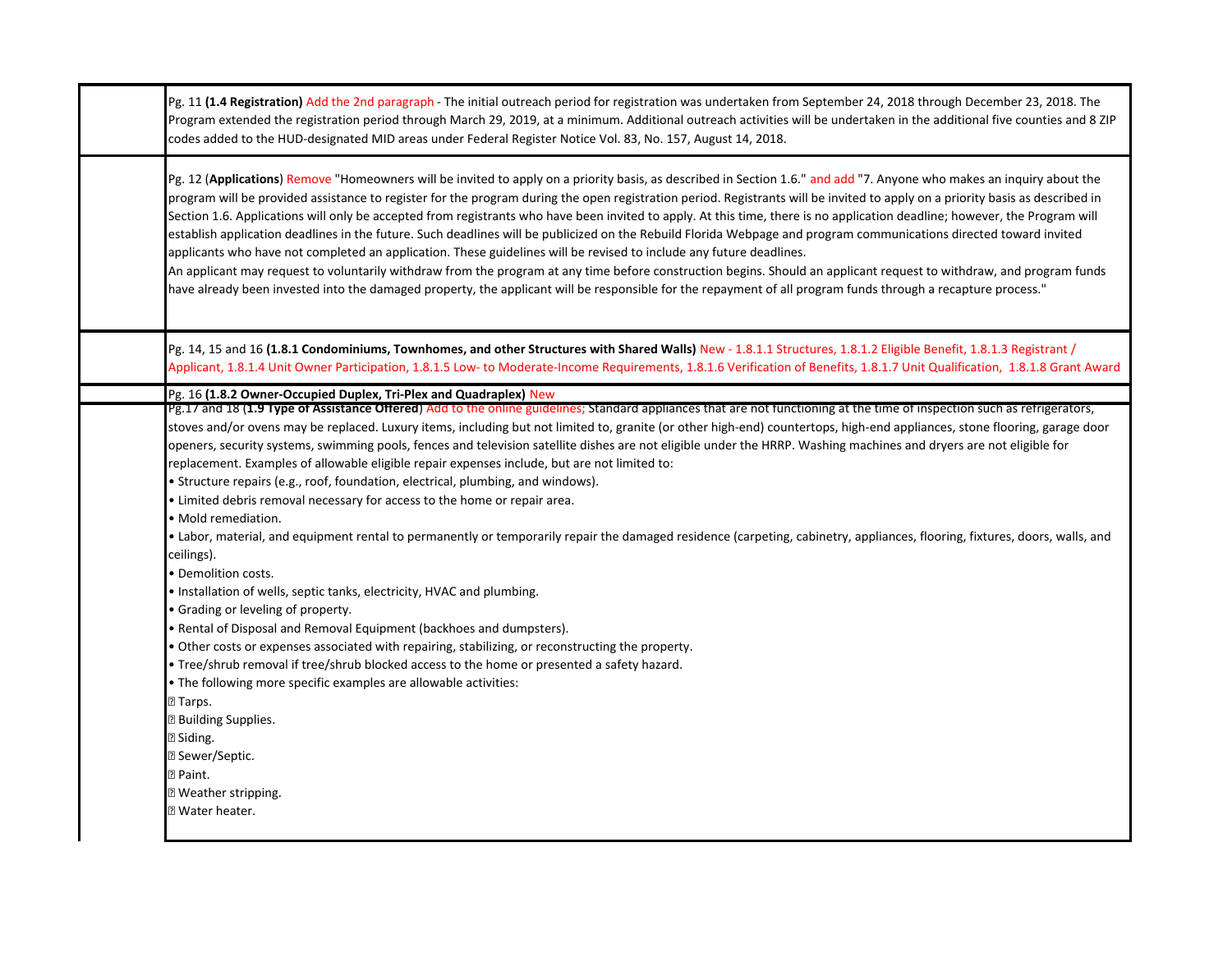| | |
|---|---|
| | Pg. 11 **(1.4 Registration)** Add the 2nd paragraph - The initial outreach period for registration was undertaken from September 24, 2018 through December 23, 2018. The Program extended the registration period through March 29, 2019, at a minimum. Additional outreach activities will be undertaken in the additional five counties and 8 ZIP codes added to the HUD-designated MID areas under Federal Register Notice Vol. 83, No. 157, August 14, 2018. |
| | Pg. 12 (**Applications**) Remove "Homeowners will be invited to apply on a priority basis, as described in Section 1.6." and add "7. Anyone who makes an inquiry about the program will be provided assistance to register for the program during the open registration period. Registrants will be invited to apply on a priority basis as described in Section 1.6. Applications will only be accepted from registrants who have been invited to apply. At this time, there is no application deadline; however, the Program will establish application deadlines in the future. Such deadlines will be publicized on the Rebuild Florida Webpage and program communications directed toward invited applicants who have not completed an application. These guidelines will be revised to include any future deadlines.<br>An applicant may request to voluntarily withdraw from the program at any time before construction begins. Should an applicant request to withdraw, and program funds have already been invested into the damaged property, the applicant will be responsible for the repayment of all program funds through a recapture process." |
| | Pg. 14, 15 and 16 **(1.8.1 Condominiums, Townhomes, and other Structures with Shared Walls)** New - 1.8.1.1 Structures, 1.8.1.2 Eligible Benefit, 1.8.1.3 Registrant / Applicant, 1.8.1.4 Unit Owner Participation, 1.8.1.5 Low- to Moderate-Income Requirements, 1.8.1.6 Verification of Benefits, 1.8.1.7 Unit Qualification, 1.8.1.8 Grant Award |
| | Pg. 16 **(1.8.2 Owner-Occupied Duplex, Tri-Plex and Quadraplex)** New |
| | Pg.17 and 18 (**1.9 Type of Assistance Offered**) Add to the online guidelines; Standard appliances that are not functioning at the time of inspection such as refrigerators, stoves and/or ovens may be replaced. Luxury items, including but not limited to, granite (or other high-end) countertops, high-end appliances, stone flooring, garage door openers, security systems, swimming pools, fences and television satellite dishes are not eligible under the HRRP. Washing machines and dryers are not eligible for replacement. Examples of allowable eligible repair expenses include, but are not limited to:<br>• Structure repairs (e.g., roof, foundation, electrical, plumbing, and windows).<br>• Limited debris removal necessary for access to the home or repair area.<br>• Mold remediation.<br>• Labor, material, and equipment rental to permanently or temporarily repair the damaged residence (carpeting, cabinetry, appliances, flooring, fixtures, doors, walls, and ceilings).<br>• Demolition costs.<br>• Installation of wells, septic tanks, electricity, HVAC and plumbing.<br>• Grading or leveling of property.<br>• Rental of Disposal and Removal Equipment (backhoes and dumpsters).<br>• Other costs or expenses associated with repairing, stabilizing, or reconstructing the property.<br>• Tree/shrub removal if tree/shrub blocked access to the home or presented a safety hazard.<br>• The following more specific examples are allowable activities:<br>▯ Tarps.<br>▯ Building Supplies.<br>▯ Siding.<br>▯ Sewer/Septic.<br>▯ Paint.<br>▯ Weather stripping.<br>▯ Water heater. |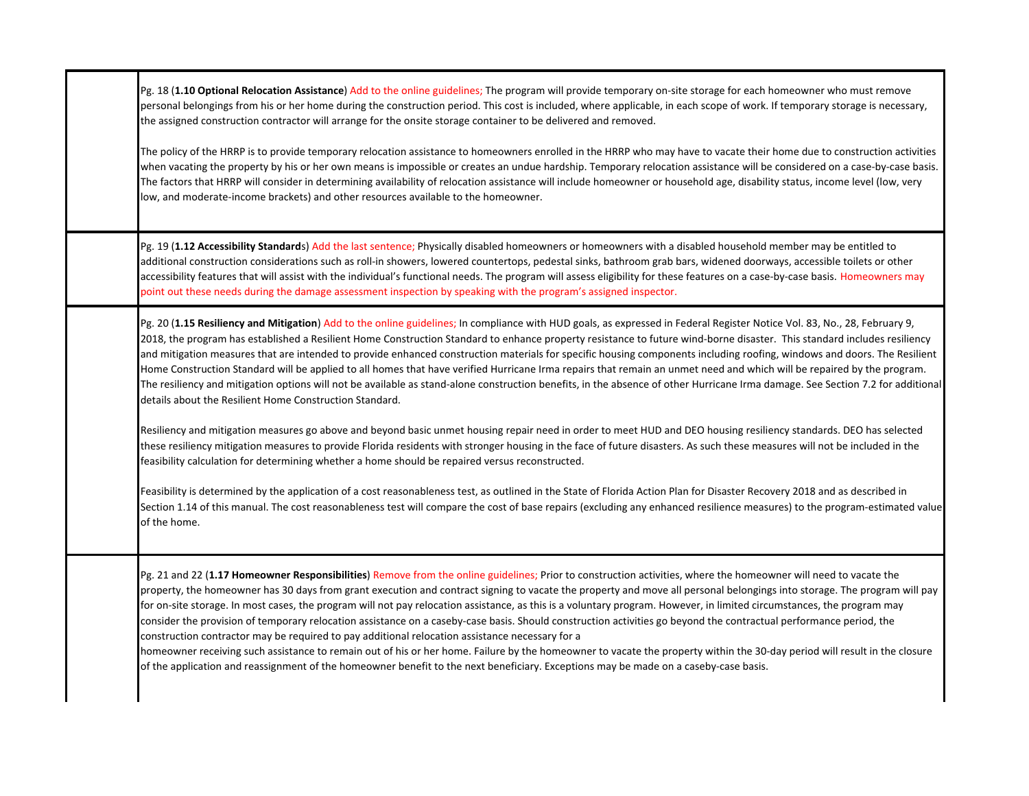| | |
|---|---|
| | Pg. 18 (**1.10 Optional Relocation Assistance**) Add to the online guidelines; The program will provide temporary on-site storage for each homeowner who must remove personal belongings from his or her home during the construction period. This cost is included, where applicable, in each scope of work. If temporary storage is necessary, the assigned construction contractor will arrange for the onsite storage container to be delivered and removed.<br><br>The policy of the HRRP is to provide temporary relocation assistance to homeowners enrolled in the HRRP who may have to vacate their home due to construction activities when vacating the property by his or her own means is impossible or creates an undue hardship. Temporary relocation assistance will be considered on a case-by-case basis. The factors that HRRP will consider in determining availability of relocation assistance will include homeowner or household age, disability status, income level (low, very low, and moderate-income brackets) and other resources available to the homeowner. |
| | Pg. 19 (**1.12 Accessibility Standard**s) Add the last sentence; Physically disabled homeowners or homeowners with a disabled household member may be entitled to additional construction considerations such as roll-in showers, lowered countertops, pedestal sinks, bathroom grab bars, widened doorways, accessible toilets or other accessibility features that will assist with the individual's functional needs. The program will assess eligibility for these features on a case-by-case basis. Homeowners may point out these needs during the damage assessment inspection by speaking with the program's assigned inspector. |
| | Pg. 20 (**1.15 Resiliency and Mitigation**) Add to the online guidelines; In compliance with HUD goals, as expressed in Federal Register Notice Vol. 83, No., 28, February 9, 2018, the program has established a Resilient Home Construction Standard to enhance property resistance to future wind-borne disaster. This standard includes resiliency and mitigation measures that are intended to provide enhanced construction materials for specific housing components including roofing, windows and doors. The Resilient Home Construction Standard will be applied to all homes that have verified Hurricane Irma repairs that remain an unmet need and which will be repaired by the program. The resiliency and mitigation options will not be available as stand-alone construction benefits, in the absence of other Hurricane Irma damage. See Section 7.2 for additional details about the Resilient Home Construction Standard.<br><br>Resiliency and mitigation measures go above and beyond basic unmet housing repair need in order to meet HUD and DEO housing resiliency standards. DEO has selected these resiliency mitigation measures to provide Florida residents with stronger housing in the face of future disasters. As such these measures will not be included in the feasibility calculation for determining whether a home should be repaired versus reconstructed.<br><br>Feasibility is determined by the application of a cost reasonableness test, as outlined in the State of Florida Action Plan for Disaster Recovery 2018 and as described in Section 1.14 of this manual. The cost reasonableness test will compare the cost of base repairs (excluding any enhanced resilience measures) to the program-estimated value of the home. |
| | Pg. 21 and 22 (**1.17 Homeowner Responsibilities**) Remove from the online guidelines; Prior to construction activities, where the homeowner will need to vacate the property, the homeowner has 30 days from grant execution and contract signing to vacate the property and move all personal belongings into storage. The program will pay for on-site storage. In most cases, the program will not pay relocation assistance, as this is a voluntary program. However, in limited circumstances, the program may consider the provision of temporary relocation assistance on a caseby-case basis. Should construction activities go beyond the contractual performance period, the construction contractor may be required to pay additional relocation assistance necessary for a homeowner receiving such assistance to remain out of his or her home. Failure by the homeowner to vacate the property within the 30-day period will result in the closure of the application and reassignment of the homeowner benefit to the next beneficiary. Exceptions may be made on a caseby-case basis. |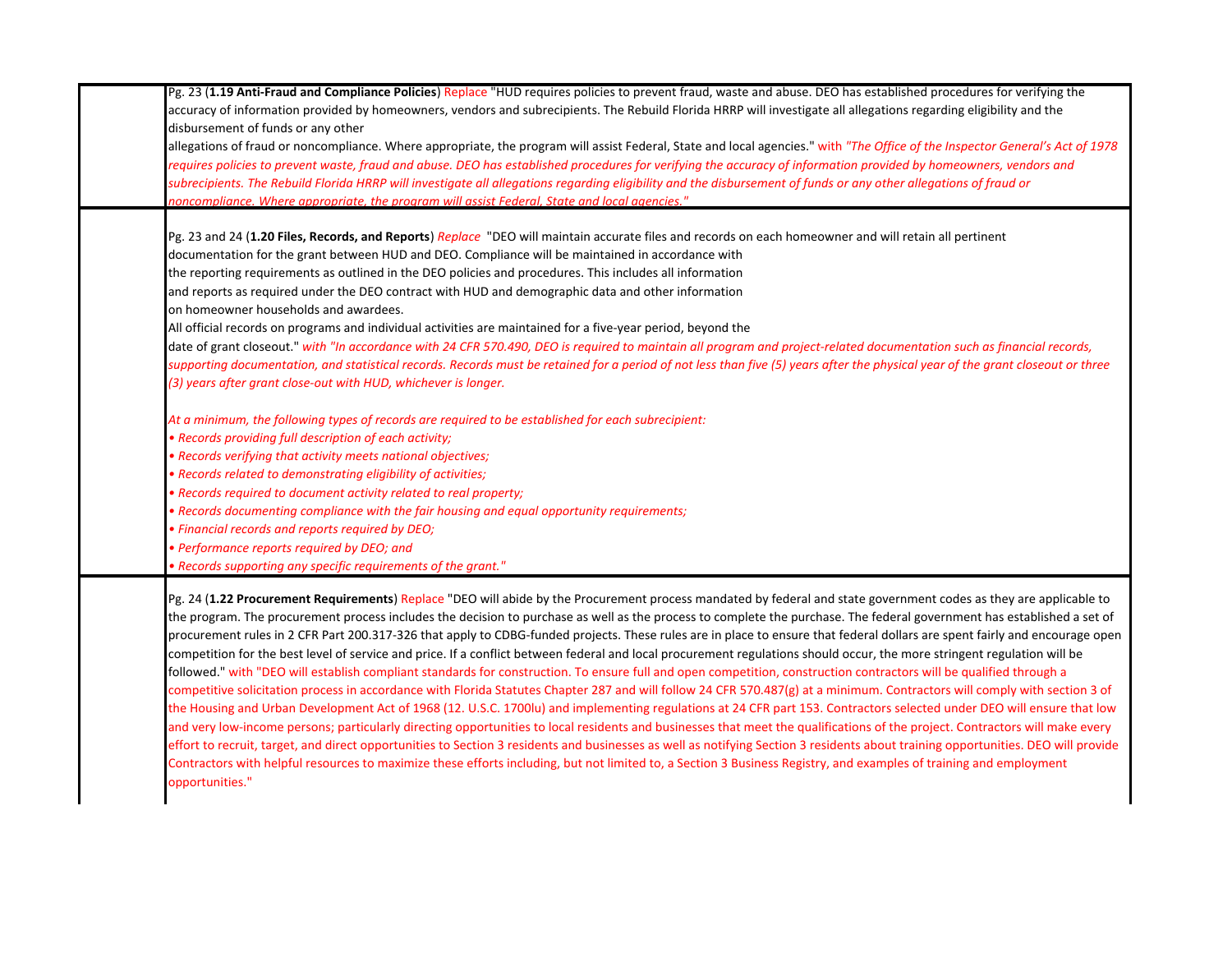| | |
|---|---|
| | Pg. 23 (**1.19 Anti-Fraud and Compliance Policies**) Replace "HUD requires policies to prevent fraud, waste and abuse. DEO has established procedures for verifying the accuracy of information provided by homeowners, vendors and subrecipients. The Rebuild Florida HRRP will investigate all allegations regarding eligibility and the disbursement of funds or any other allegations of fraud or noncompliance. Where appropriate, the program will assist Federal, State and local agencies." with *"The Office of the Inspector General's Act of 1978 requires policies to prevent waste, fraud and abuse. DEO has established procedures for verifying the accuracy of information provided by homeowners, vendors and subrecipients. The Rebuild Florida HRRP will investigate all allegations regarding eligibility and the disbursement of funds or any other allegations of fraud or noncompliance. Where appropriate, the program will assist Federal, State and local agencies."* |
| | Pg. 23 and 24 (**1.20 Files, Records, and Reports**) *Replace* "DEO will maintain accurate files and records on each homeowner and will retain all pertinent documentation for the grant between HUD and DEO. Compliance will be maintained in accordance with the reporting requirements as outlined in the DEO policies and procedures. This includes all information and reports as required under the DEO contract with HUD and demographic data and other information on homeowner households and awardees. All official records on programs and individual activities are maintained for a five-year period, beyond the date of grant closeout." *with "In accordance with 24 CFR 570.490, DEO is required to maintain all program and project-related documentation such as financial records, supporting documentation, and statistical records. Records must be retained for a period of not less than five (5) years after the physical year of the grant closeout or three (3) years after grant close-out with HUD, whichever is longer.*<br><br>*At a minimum, the following types of records are required to be established for each subrecipient:*<br>*• Records providing full description of each activity;*<br>*• Records verifying that activity meets national objectives;*<br>*• Records related to demonstrating eligibility of activities;*<br>*• Records required to document activity related to real property;*<br>*• Records documenting compliance with the fair housing and equal opportunity requirements;*<br>*• Financial records and reports required by DEO;*<br>*• Performance reports required by DEO; and*<br>*• Records supporting any specific requirements of the grant."* |
| | Pg. 24 (**1.22 Procurement Requirements**) Replace "DEO will abide by the Procurement process mandated by federal and state government codes as they are applicable to the program. The procurement process includes the decision to purchase as well as the process to complete the purchase. The federal government has established a set of procurement rules in 2 CFR Part 200.317-326 that apply to CDBG-funded projects. These rules are in place to ensure that federal dollars are spent fairly and encourage open competition for the best level of service and price. If a conflict between federal and local procurement regulations should occur, the more stringent regulation will be followed." with "DEO will establish compliant standards for construction. To ensure full and open competition, construction contractors will be qualified through a competitive solicitation process in accordance with Florida Statutes Chapter 287 and will follow 24 CFR 570.487(g) at a minimum. Contractors will comply with section 3 of the Housing and Urban Development Act of 1968 (12. U.S.C. 1700lu) and implementing regulations at 24 CFR part 153. Contractors selected under DEO will ensure that low and very low-income persons; particularly directing opportunities to local residents and businesses that meet the qualifications of the project. Contractors will make every effort to recruit, target, and direct opportunities to Section 3 residents and businesses as well as notifying Section 3 residents about training opportunities. DEO will provide Contractors with helpful resources to maximize these efforts including, but not limited to, a Section 3 Business Registry, and examples of training and employment opportunities." |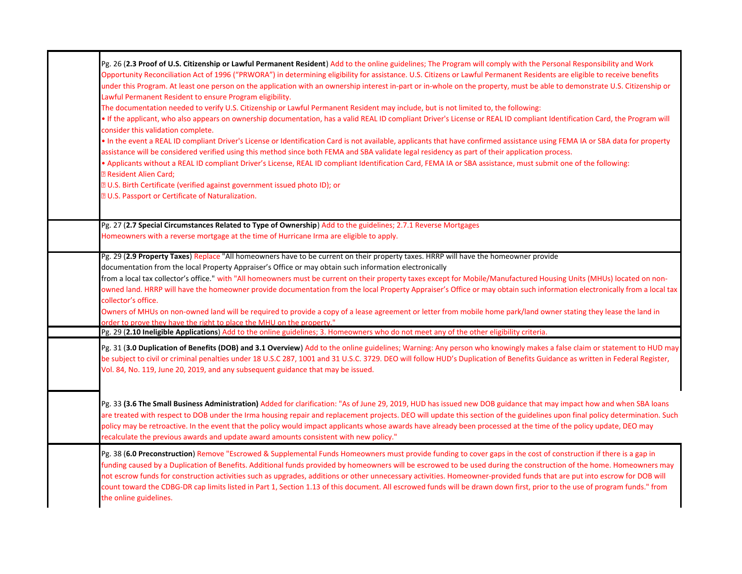| | |
|---|---|
| | Pg. 26 (**2.3 Proof of U.S. Citizenship or Lawful Permanent Resident**) Add to the online guidelines; The Program will comply with the Personal Responsibility and Work Opportunity Reconciliation Act of 1996 ("PRWORA") in determining eligibility for assistance. U.S. Citizens or Lawful Permanent Residents are eligible to receive benefits under this Program. At least one person on the application with an ownership interest in-part or in-whole on the property, must be able to demonstrate U.S. Citizenship or Lawful Permanent Resident to ensure Program eligibility.<br>The documentation needed to verify U.S. Citizenship or Lawful Permanent Resident may include, but is not limited to, the following:<br>• If the applicant, who also appears on ownership documentation, has a valid REAL ID compliant Driver's License or REAL ID compliant Identification Card, the Program will consider this validation complete.<br>• In the event a REAL ID compliant Driver's License or Identification Card is not available, applicants that have confirmed assistance using FEMA IA or SBA data for property assistance will be considered verified using this method since both FEMA and SBA validate legal residency as part of their application process.<br>• Applicants without a REAL ID compliant Driver's License, REAL ID compliant Identification Card, FEMA IA or SBA assistance, must submit one of the following:<br>▯ Resident Alien Card;<br>▯ U.S. Birth Certificate (verified against government issued photo ID); or<br>▯ U.S. Passport or Certificate of Naturalization. |
| | Pg. 27 (**2.7 Special Circumstances Related to Type of Ownership**) Add to the guidelines; 2.7.1 Reverse Mortgages<br>Homeowners with a reverse mortgage at the time of Hurricane Irma are eligible to apply. |
| | Pg. 29 (**2.9 Property Taxes**) Replace "All homeowners have to be current on their property taxes. HRRP will have the homeowner provide documentation from the local Property Appraiser's Office or may obtain such information electronically from a local tax collector's office." with "All homeowners must be current on their property taxes except for Mobile/Manufactured Housing Units (MHUs) located on non-owned land. HRRP will have the homeowner provide documentation from the local Property Appraiser's Office or may obtain such information electronically from a local tax collector's office.<br>Owners of MHUs on non-owned land will be required to provide a copy of a lease agreement or letter from mobile home park/land owner stating they lease the land in order to prove they have the right to place the MHU on the property." |
| | Pg. 29 (**2.10 Ineligible Applications**) Add to the online guidelines; 3. Homeowners who do not meet any of the other eligibility criteria. |
| | Pg. 31 (**3.0 Duplication of Benefits (DOB) and 3.1 Overview**) Add to the online guidelines; Warning: Any person who knowingly makes a false claim or statement to HUD may be subject to civil or criminal penalties under 18 U.S.C 287, 1001 and 31 U.S.C. 3729. DEO will follow HUD's Duplication of Benefits Guidance as written in Federal Register, Vol. 84, No. 119, June 20, 2019, and any subsequent guidance that may be issued. |
| | Pg. 33 **(3.6 The Small Business Administration)** Added for clarification: "As of June 29, 2019, HUD has issued new DOB guidance that may impact how and when SBA loans are treated with respect to DOB under the Irma housing repair and replacement projects. DEO will update this section of the guidelines upon final policy determination. Such policy may be retroactive. In the event that the policy would impact applicants whose awards have already been processed at the time of the policy update, DEO may recalculate the previous awards and update award amounts consistent with new policy." |
| | Pg. 38 (**6.0 Preconstruction**) Remove "Escrowed & Supplemental Funds Homeowners must provide funding to cover gaps in the cost of construction if there is a gap in funding caused by a Duplication of Benefits. Additional funds provided by homeowners will be escrowed to be used during the construction of the home. Homeowners may not escrow funds for construction activities such as upgrades, additions or other unnecessary activities. Homeowner-provided funds that are put into escrow for DOB will count toward the CDBG-DR cap limits listed in Part 1, Section 1.13 of this document. All escrowed funds will be drawn down first, prior to the use of program funds." from the online guidelines. |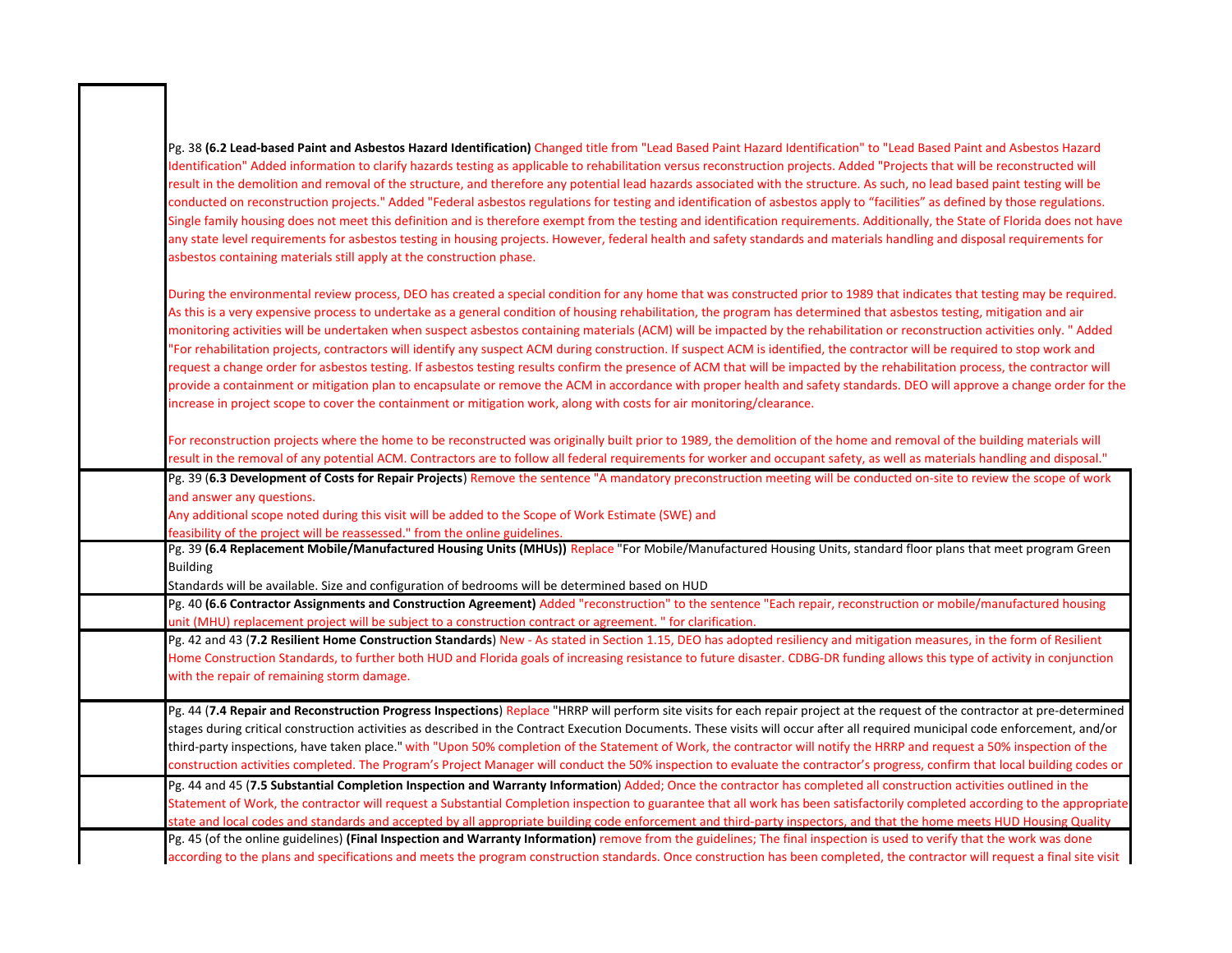| | |
|---|---|
| | Pg. 38 **(6.2 Lead-based Paint and Asbestos Hazard Identification)** Changed title from "Lead Based Paint Hazard Identification" to "Lead Based Paint and Asbestos Hazard Identification" Added information to clarify hazards testing as applicable to rehabilitation versus reconstruction projects. Added "Projects that will be reconstructed will result in the demolition and removal of the structure, and therefore any potential lead hazards associated with the structure. As such, no lead based paint testing will be conducted on reconstruction projects." Added "Federal asbestos regulations for testing and identification of asbestos apply to "facilities" as defined by those regulations. Single family housing does not meet this definition and is therefore exempt from the testing and identification requirements. Additionally, the State of Florida does not have any state level requirements for asbestos testing in housing projects. However, federal health and safety standards and materials handling and disposal requirements for asbestos containing materials still apply at the construction phase.<br><br>During the environmental review process, DEO has created a special condition for any home that was constructed prior to 1989 that indicates that testing may be required. As this is a very expensive process to undertake as a general condition of housing rehabilitation, the program has determined that asbestos testing, mitigation and air monitoring activities will be undertaken when suspect asbestos containing materials (ACM) will be impacted by the rehabilitation or reconstruction activities only. " Added "For rehabilitation projects, contractors will identify any suspect ACM during construction. If suspect ACM is identified, the contractor will be required to stop work and request a change order for asbestos testing. If asbestos testing results confirm the presence of ACM that will be impacted by the rehabilitation process, the contractor will provide a containment or mitigation plan to encapsulate or remove the ACM in accordance with proper health and safety standards. DEO will approve a change order for the increase in project scope to cover the containment or mitigation work, along with costs for air monitoring/clearance.<br><br>For reconstruction projects where the home to be reconstructed was originally built prior to 1989, the demolition of the home and removal of the building materials will result in the removal of any potential ACM. Contractors are to follow all federal requirements for worker and occupant safety, as well as materials handling and disposal." |
| | Pg. 39 (**6.3 Development of Costs for Repair Projects**) Remove the sentence "A mandatory preconstruction meeting will be conducted on-site to review the scope of work and answer any questions.<br>Any additional scope noted during this visit will be added to the Scope of Work Estimate (SWE) and<br>feasibility of the project will be reassessed." from the online guidelines. |
| | Pg. 39 **(6.4 Replacement Mobile/Manufactured Housing Units (MHUs))** Replace "For Mobile/Manufactured Housing Units, standard floor plans that meet program Green Building<br>Standards will be available. Size and configuration of bedrooms will be determined based on HUD |
| | Pg. 40 **(6.6 Contractor Assignments and Construction Agreement)** Added "reconstruction" to the sentence "Each repair, reconstruction or mobile/manufactured housing unit (MHU) replacement project will be subject to a construction contract or agreement. " for clarification. |
| | Pg. 42 and 43 (**7.2 Resilient Home Construction Standards**) New - As stated in Section 1.15, DEO has adopted resiliency and mitigation measures, in the form of Resilient Home Construction Standards, to further both HUD and Florida goals of increasing resistance to future disaster. CDBG-DR funding allows this type of activity in conjunction with the repair of remaining storm damage. |
| | Pg. 44 (**7.4 Repair and Reconstruction Progress Inspections**) Replace "HRRP will perform site visits for each repair project at the request of the contractor at pre-determined stages during critical construction activities as described in the Contract Execution Documents. These visits will occur after all required municipal code enforcement, and/or third-party inspections, have taken place." with "Upon 50% completion of the Statement of Work, the contractor will notify the HRRP and request a 50% inspection of the construction activities completed. The Program's Project Manager will conduct the 50% inspection to evaluate the contractor's progress, confirm that local building codes or |
| | Pg. 44 and 45 (**7.5 Substantial Completion Inspection and Warranty Information**) Added; Once the contractor has completed all construction activities outlined in the Statement of Work, the contractor will request a Substantial Completion inspection to guarantee that all work has been satisfactorily completed according to the appropriate state and local codes and standards and accepted by all appropriate building code enforcement and third-party inspectors, and that the home meets HUD Housing Quality |
| | Pg. 45 (of the online guidelines) **(Final Inspection and Warranty Information)** remove from the guidelines; The final inspection is used to verify that the work was done according to the plans and specifications and meets the program construction standards. Once construction has been completed, the contractor will request a final site visit |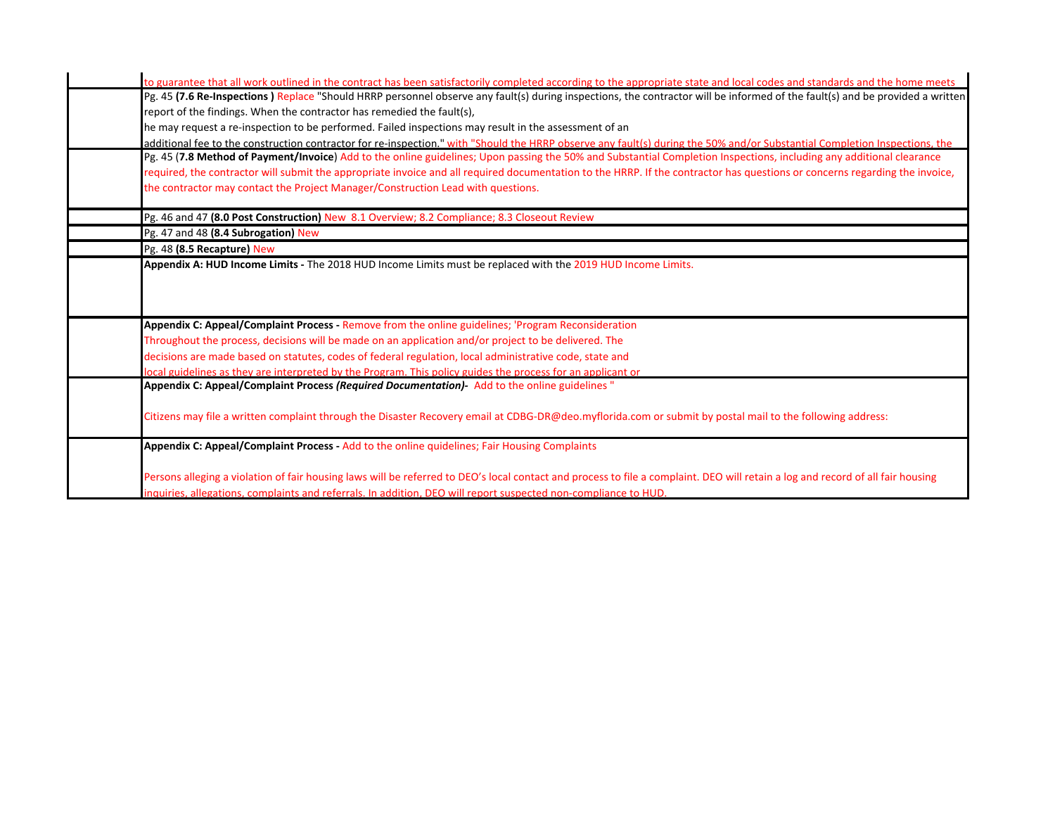| | |
|---|---|
| | to guarantee that all work outlined in the contract has been satisfactorily completed according to the appropriate state and local codes and standards and the home meets |
| | Pg. 45 **(7.6 Re-Inspections )** Replace "Should HRRP personnel observe any fault(s) during inspections, the contractor will be informed of the fault(s) and be provided a written report of the findings. When the contractor has remedied the fault(s), he may request a re-inspection to be performed. Failed inspections may result in the assessment of an additional fee to the construction contractor for re-inspection." with "Should the HRRP observe any fault(s) during the 50% and/or Substantial Completion Inspections, the |
| | Pg. 45 (**7.8 Method of Payment/Invoice**) Add to the online guidelines; Upon passing the 50% and Substantial Completion Inspections, including any additional clearance required, the contractor will submit the appropriate invoice and all required documentation to the HRRP. If the contractor has questions or concerns regarding the invoice, the contractor may contact the Project Manager/Construction Lead with questions. |
| | Pg. 46 and 47 **(8.0 Post Construction)** New 8.1 Overview; 8.2 Compliance; 8.3 Closeout Review |
| | Pg. 47 and 48 **(8.4 Subrogation)** New |
| | Pg. 48 **(8.5 Recapture)** New |
| | **Appendix A: HUD Income Limits -** The 2018 HUD Income Limits must be replaced with the 2019 HUD Income Limits. |
| | **Appendix C: Appeal/Complaint Process -** Remove from the online guidelines; 'Program Reconsideration Throughout the process, decisions will be made on an application and/or project to be delivered. The decisions are made based on statutes, codes of federal regulation, local administrative code, state and local guidelines as they are interpreted by the Program. This policy guides the process for an applicant or |
| | **Appendix C: Appeal/Complaint Process *(Required Documentation)*-** Add to the online guidelines " Citizens may file a written complaint through the Disaster Recovery email at CDBG-DR@deo.myflorida.com or submit by postal mail to the following address: |
| | **Appendix C: Appeal/Complaint Process -** Add to the online quidelines; Fair Housing Complaints Persons alleging a violation of fair housing laws will be referred to DEO's local contact and process to file a complaint. DEO will retain a log and record of all fair housing inquiries, allegations, complaints and referrals. In addition, DEO will report suspected non-compliance to HUD. |